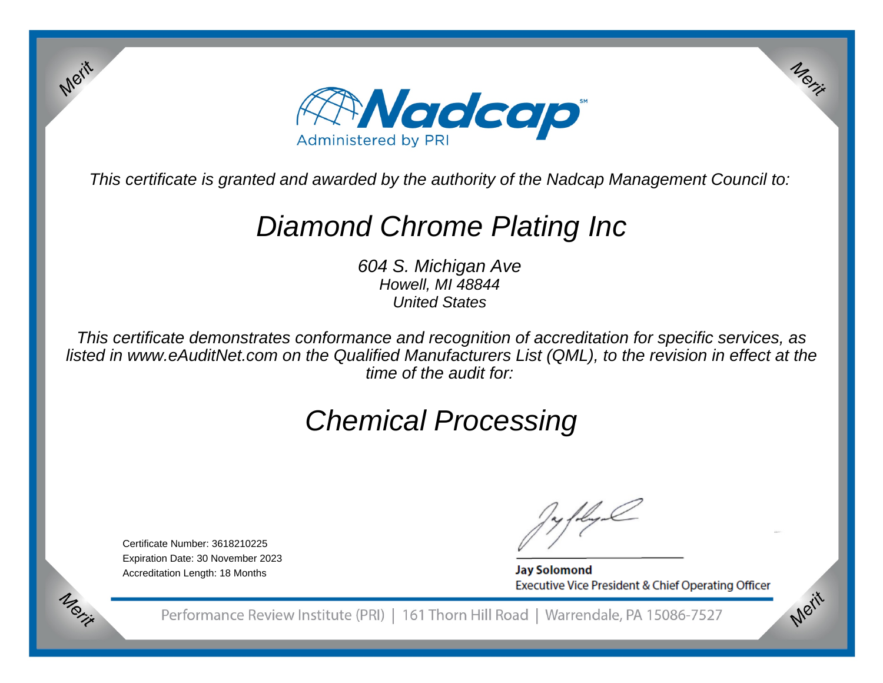Nadcap[SM]

Administered by PRI

*This certificate is granted and awarded by the authority of the Nadcap Management Council to:*

# *Diamond Chrome Plating Inc*

*604 S. Michigan Ave*
*Howell, MI 48844*
*United States*

*This certificate demonstrates conformance and recognition of accreditation for specific services, as listed in www.eAuditNet.com on the Qualified Manufacturers List (QML), to the revision in effect at the time of the audit for:*

# *Chemical Processing*

Certificate Number: 3618210225
Expiration Date: 30 November 2023
Accreditation Length: 18 Months

**Jay Solomond**
Executive Vice President & Chief Operating Officer

Performance Review Institute (PRI) | 161 Thorn Hill Road | Warrendale, PA 15086-7527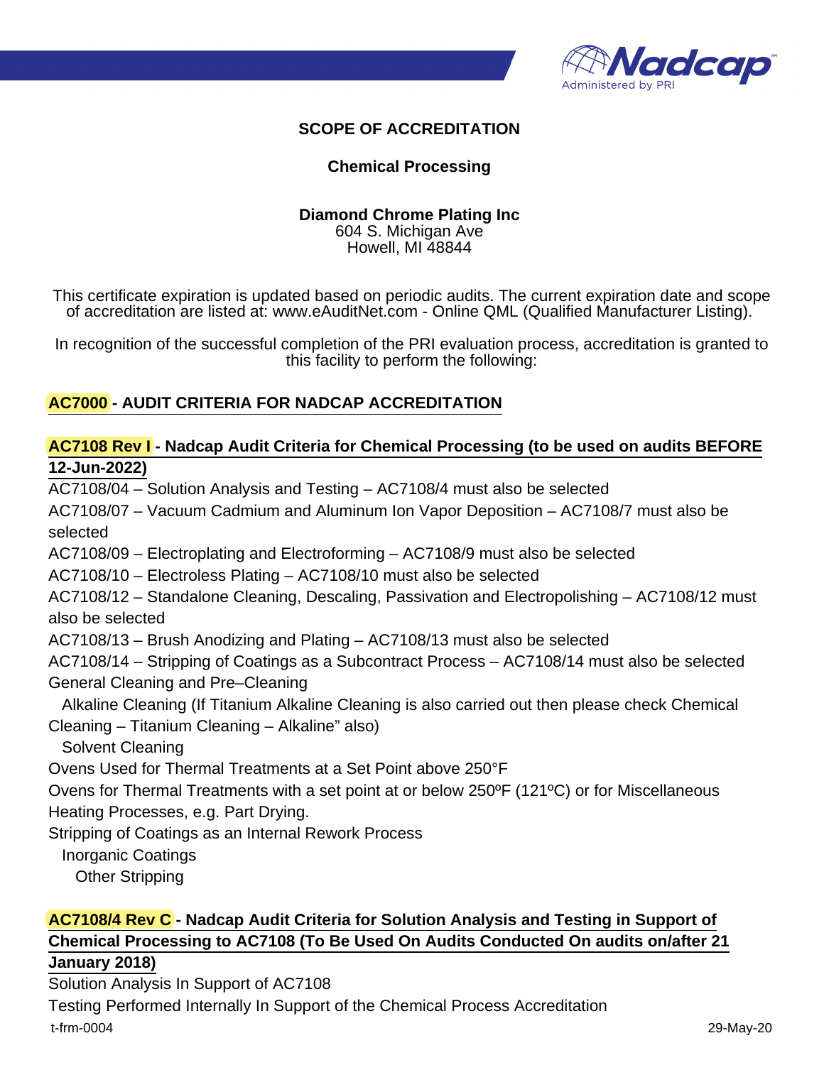# SCOPE OF ACCREDITATION

## Chemical Processing

**Diamond Chrome Plating Inc**
604 S. Michigan Ave
Howell, MI 48844

This certificate expiration is updated based on periodic audits. The current expiration date and scope of accreditation are listed at: www.eAuditNet.com - Online QML (Qualified Manufacturer Listing).

In recognition of the successful completion of the PRI evaluation process, accreditation is granted to this facility to perform the following:

### AC7000 - AUDIT CRITERIA FOR NADCAP ACCREDITATION

### AC7108 Rev I - Nadcap Audit Criteria for Chemical Processing (to be used on audits BEFORE 12-Jun-2022)

AC7108/04 – Solution Analysis and Testing – AC7108/4 must also be selected

AC7108/07 – Vacuum Cadmium and Aluminum Ion Vapor Deposition – AC7108/7 must also be selected

AC7108/09 – Electroplating and Electroforming – AC7108/9 must also be selected

AC7108/10 – Electroless Plating – AC7108/10 must also be selected

AC7108/12 – Standalone Cleaning, Descaling, Passivation and Electropolishing – AC7108/12 must also be selected

AC7108/13 – Brush Anodizing and Plating – AC7108/13 must also be selected

AC7108/14 – Stripping of Coatings as a Subcontract Process – AC7108/14 must also be selected

General Cleaning and Pre–Cleaning

- Alkaline Cleaning (If Titanium Alkaline Cleaning is also carried out then please check Chemical Cleaning – Titanium Cleaning – Alkaline" also)
- Solvent Cleaning

Ovens Used for Thermal Treatments at a Set Point above 250°F

Ovens for Thermal Treatments with a set point at or below 250ºF (121ºC) or for Miscellaneous Heating Processes, e.g. Part Drying.

Stripping of Coatings as an Internal Rework Process

- Inorganic Coatings
  - Other Stripping

### AC7108/4 Rev C - Nadcap Audit Criteria for Solution Analysis and Testing in Support of Chemical Processing to AC7108 (To Be Used On Audits Conducted On audits on/after 21 January 2018)

Solution Analysis In Support of AC7108

Testing Performed Internally In Support of the Chemical Process Accreditation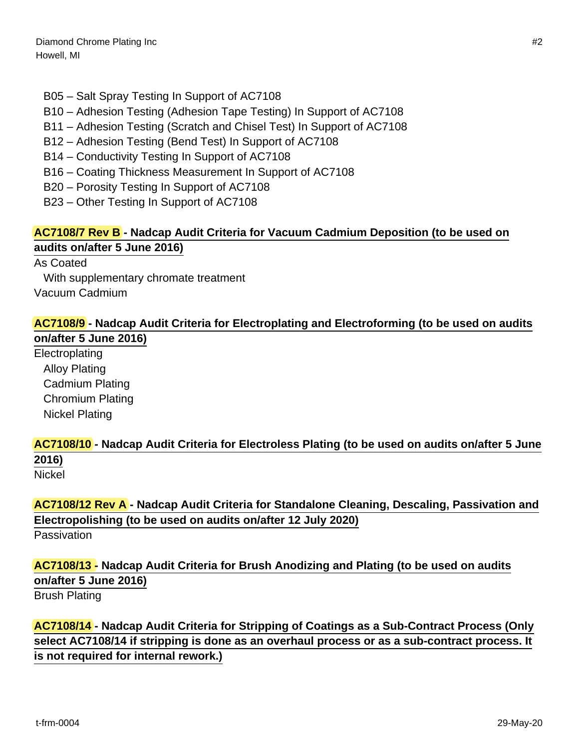- B05 – Salt Spray Testing In Support of AC7108
- B10 – Adhesion Testing (Adhesion Tape Testing) In Support of AC7108
- B11 – Adhesion Testing (Scratch and Chisel Test) In Support of AC7108
- B12 – Adhesion Testing (Bend Test) In Support of AC7108
- B14 – Conductivity Testing In Support of AC7108
- B16 – Coating Thickness Measurement In Support of AC7108
- B20 – Porosity Testing In Support of AC7108
- B23 – Other Testing In Support of AC7108

**AC7108/7 Rev B - Nadcap Audit Criteria for Vacuum Cadmium Deposition (to be used on audits on/after 5 June 2016)**

As Coated
- With supplementary chromate treatment

Vacuum Cadmium

**AC7108/9 - Nadcap Audit Criteria for Electroplating and Electroforming (to be used on audits on/after 5 June 2016)**

Electroplating
- Alloy Plating
- Cadmium Plating
- Chromium Plating
- Nickel Plating

**AC7108/10 - Nadcap Audit Criteria for Electroless Plating (to be used on audits on/after 5 June 2016)**

Nickel

**AC7108/12 Rev A - Nadcap Audit Criteria for Standalone Cleaning, Descaling, Passivation and Electropolishing (to be used on audits on/after 12 July 2020)**

Passivation

**AC7108/13 - Nadcap Audit Criteria for Brush Anodizing and Plating (to be used on audits on/after 5 June 2016)**

Brush Plating

**AC7108/14 - Nadcap Audit Criteria for Stripping of Coatings as a Sub-Contract Process (Only select AC7108/14 if stripping is done as an overhaul process or as a sub-contract process. It is not required for internal rework.)**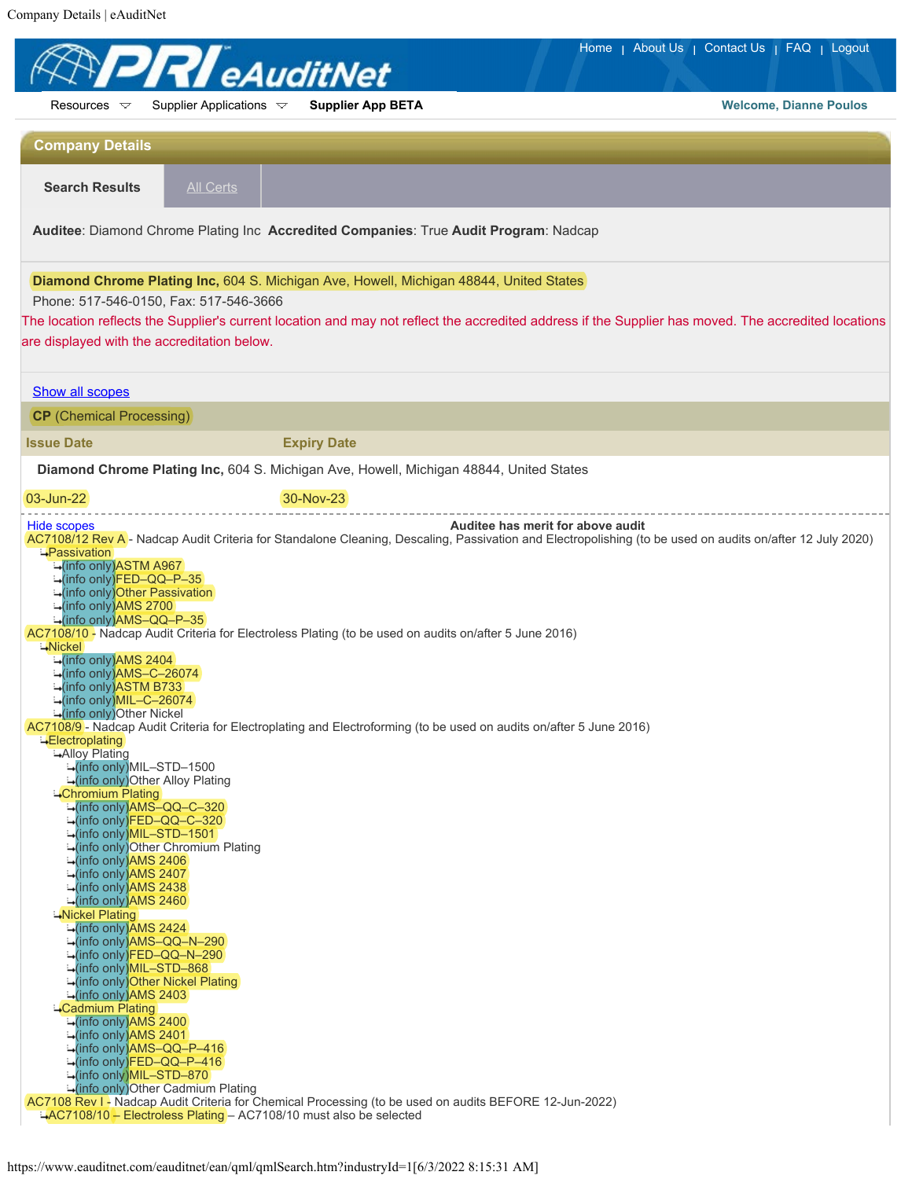Company Details | eAuditNet

Home | About Us | Contact Us | FAQ | Logout

Resources   Supplier Applications   **Supplier App BETA**   **Welcome, Dianne Poulos**

## Company Details

**Search Results**   All Certs

**Auditee**: Diamond Chrome Plating Inc **Accredited Companies**: True **Audit Program**: Nadcap

**Diamond Chrome Plating Inc,** 604 S. Michigan Ave, Howell, Michigan 48844, United States
Phone: 517-546-0150, Fax: 517-546-3666

The location reflects the Supplier's current location and may not reflect the accredited address if the Supplier has moved. The accredited locations are displayed with the accreditation below.

Show all scopes

**CP** (Chemical Processing)

| Issue Date | Expiry Date |
|---|---|
| **Diamond Chrome Plating Inc,** 604 S. Michigan Ave, Howell, Michigan 48844, United States | |
| 03-Jun-22 | 30-Nov-23 |

Hide scopes

**Auditee has merit for above audit**

- AC7108/12 Rev A - Nadcap Audit Criteria for Standalone Cleaning, Descaling, Passivation and Electropolishing (to be used on audits on/after 12 July 2020)
  - Passivation
    - (info only)ASTM A967
    - (info only)FED–QQ–P–35
    - (info only)Other Passivation
    - (info only)AMS 2700
    - (info only)AMS–QQ–P–35
- AC7108/10 - Nadcap Audit Criteria for Electroless Plating (to be used on audits on/after 5 June 2016)
  - Nickel
    - (info only)AMS 2404
    - (info only)AMS–C–26074
    - (info only)ASTM B733
    - (info only)MIL–C–26074
    - (info only)Other Nickel
- AC7108/9 - Nadcap Audit Criteria for Electroplating and Electroforming (to be used on audits on/after 5 June 2016)
  - Electroplating
    - Alloy Plating
      - (info only)MIL–STD–1500
      - (info only)Other Alloy Plating
    - Chromium Plating
      - (info only)AMS–QQ–C–320
      - (info only)FED–QQ–C–320
      - (info only)MIL–STD–1501
      - (info only)Other Chromium Plating
      - (info only)AMS 2406
      - (info only)AMS 2407
      - (info only)AMS 2438
      - (info only)AMS 2460
    - Nickel Plating
      - (info only)AMS 2424
      - (info only)AMS–QQ–N–290
      - (info only)FED–QQ–N–290
      - (info only)MIL–STD–868
      - (info only)Other Nickel Plating
      - (info only)AMS 2403
    - Cadmium Plating
      - (info only)AMS 2400
      - (info only)AMS 2401
      - (info only)AMS–QQ–P–416
      - (info only)FED–QQ–P–416
      - (info only)MIL–STD–870
      - (info only)Other Cadmium Plating
- AC7108 Rev I - Nadcap Audit Criteria for Chemical Processing (to be used on audits BEFORE 12-Jun-2022)
  - AC7108/10 – Electroless Plating – AC7108/10 must also be selected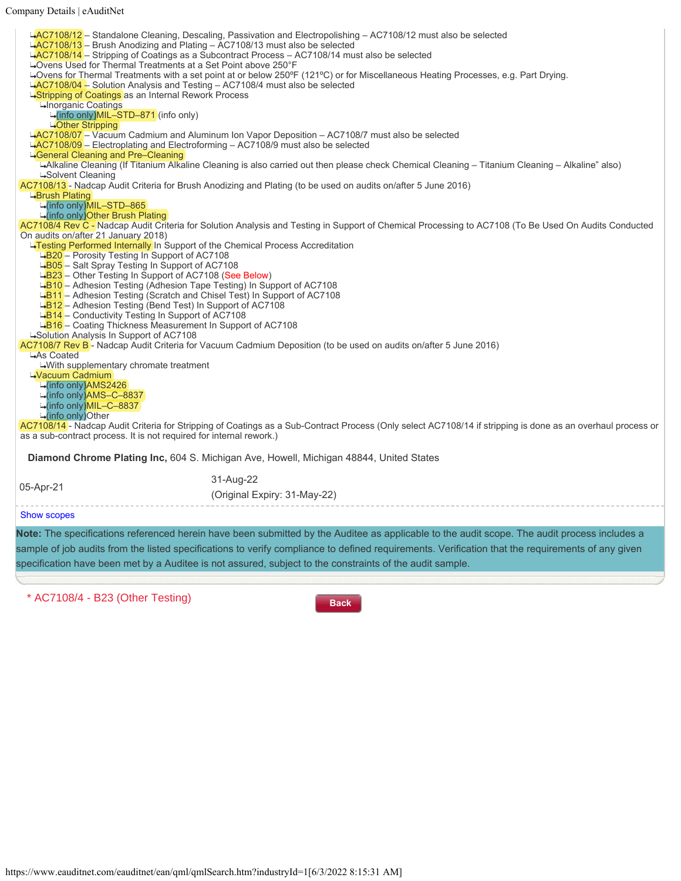- AC7108/12 – Standalone Cleaning, Descaling, Passivation and Electropolishing – AC7108/12 must also be selected
- AC7108/13 – Brush Anodizing and Plating – AC7108/13 must also be selected
- AC7108/14 – Stripping of Coatings as a Subcontract Process – AC7108/14 must also be selected
- Ovens Used for Thermal Treatments at a Set Point above 250°F
- Ovens for Thermal Treatments with a set point at or below 250ºF (121ºC) or for Miscellaneous Heating Processes, e.g. Part Drying.
- AC7108/04 – Solution Analysis and Testing – AC7108/4 must also be selected
- Stripping of Coatings as an Internal Rework Process
  - Inorganic Coatings
    - (info only)MIL–STD–871 (info only)
    - Other Stripping
- AC7108/07 – Vacuum Cadmium and Aluminum Ion Vapor Deposition – AC7108/7 must also be selected
- AC7108/09 – Electroplating and Electroforming – AC7108/9 must also be selected
- General Cleaning and Pre–Cleaning
  - Alkaline Cleaning (If Titanium Alkaline Cleaning is also carried out then please check Chemical Cleaning – Titanium Cleaning – Alkaline" also)
  - Solvent Cleaning

AC7108/13 - Nadcap Audit Criteria for Brush Anodizing and Plating (to be used on audits on/after 5 June 2016)

- Brush Plating
  - (info only)MIL–STD–865
  - (info only)Other Brush Plating

AC7108/4 Rev C - Nadcap Audit Criteria for Solution Analysis and Testing in Support of Chemical Processing to AC7108 (To Be Used On Audits Conducted On audits on/after 21 January 2018)

- Testing Performed Internally In Support of the Chemical Process Accreditation
  - B20 – Porosity Testing In Support of AC7108
  - B05 – Salt Spray Testing In Support of AC7108
  - B23 – Other Testing In Support of AC7108 (See Below)
  - B10 – Adhesion Testing (Adhesion Tape Testing) In Support of AC7108
  - B11 – Adhesion Testing (Scratch and Chisel Test) In Support of AC7108
  - B12 – Adhesion Testing (Bend Test) In Support of AC7108
  - B14 – Conductivity Testing In Support of AC7108
  - B16 – Coating Thickness Measurement In Support of AC7108
- Solution Analysis In Support of AC7108

AC7108/7 Rev B - Nadcap Audit Criteria for Vacuum Cadmium Deposition (to be used on audits on/after 5 June 2016)

- As Coated
  - With supplementary chromate treatment
- Vacuum Cadmium
  - (info only)AMS2426
  - (info only)AMS–C–8837
  - (info only)MIL–C–8837
  - (info only)Other

AC7108/14 - Nadcap Audit Criteria for Stripping of Coatings as a Sub-Contract Process (Only select AC7108/14 if stripping is done as an overhaul process or as a sub-contract process. It is not required for internal rework.)

**Diamond Chrome Plating Inc,** 604 S. Michigan Ave, Howell, Michigan 48844, United States

| | |
|---|---|
| 05-Apr-21 | 31-Aug-22<br>(Original Expiry: 31-May-22) |

Show scopes

**Note:** The specifications referenced herein have been submitted by the Auditee as applicable to the audit scope. The audit process includes a sample of job audits from the listed specifications to verify compliance to defined requirements. Verification that the requirements of any given specification have been met by a Auditee is not assured, subject to the constraints of the audit sample.

* AC7108/4 - B23 (Other Testing)

Back